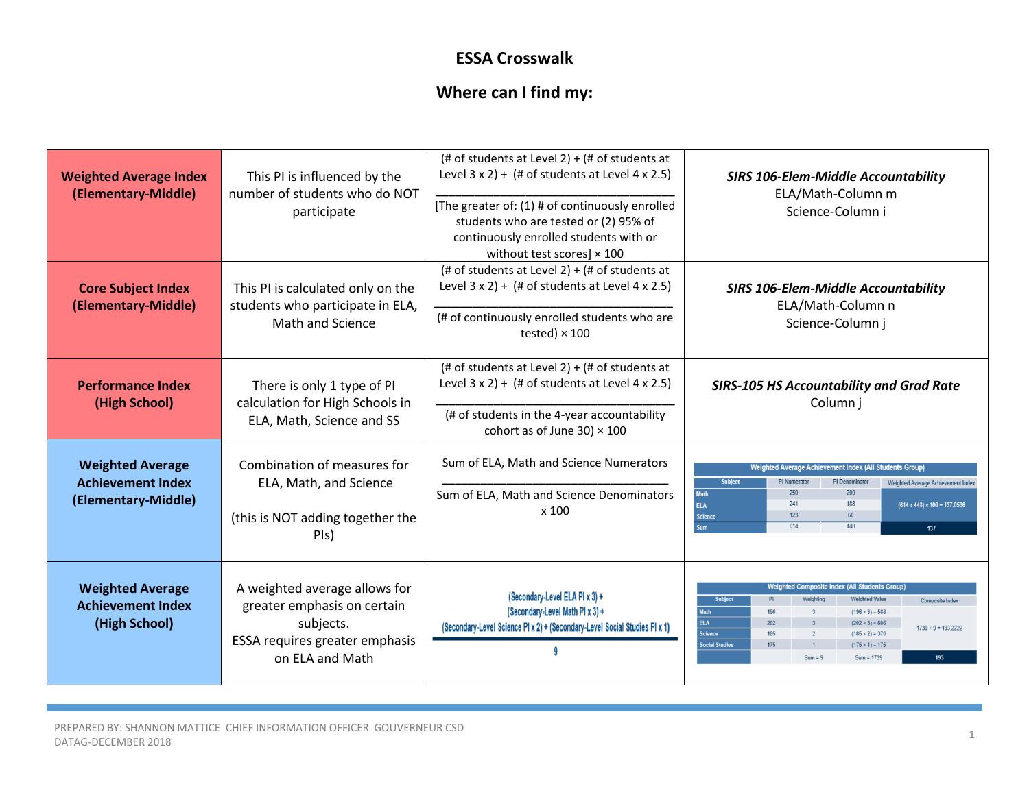# ESSA Crosswalk

## Where can I find my:

| | | | |
|---|---|---|---|
| **Weighted Average Index (Elementary-Middle)** | This PI is influenced by the number of students who do NOT participate | (# of students at Level 2) + (# of students at Level 3 x 2) + (# of students at Level 4 x 2.5) ———————————— [The greater of: (1) # of continuously enrolled students who are tested or (2) 95% of continuously enrolled students with or without test scores] × 100 | ***SIRS 106-Elem-Middle Accountability*** ELA/Math-Column m Science-Column i |
| **Core Subject Index (Elementary-Middle)** | This PI is calculated only on the students who participate in ELA, Math and Science | (# of students at Level 2) + (# of students at Level 3 x 2) + (# of students at Level 4 x 2.5) ———————————— (# of continuously enrolled students who are tested) × 100 | ***SIRS 106-Elem-Middle Accountability*** ELA/Math-Column n Science-Column j |
| **Performance Index (High School)** | There is only 1 type of PI calculation for High Schools in ELA, Math, Science and SS | (# of students at Level 2) + (# of students at Level 3 x 2) + (# of students at Level 4 x 2.5) ———————————— (# of students in the 4-year accountability cohort as of June 30) × 100 | ***SIRS-105 HS Accountability and Grad Rate*** Column j |
| **Weighted Average Achievement Index (Elementary-Middle)** | Combination of measures for ELA, Math, and Science (this is NOT adding together the PIs) | Sum of ELA, Math and Science Numerators ———————————— Sum of ELA, Math and Science Denominators x 100 | **Weighted Average Achievement Index (All Students Group)** Subject / PI Numerator / PI Denominator / Weighted Average Achievement Index: Math 250 / 200; ELA 241 / 188; Science 123 / 60; Sum 614 / 448; (614 ÷ 448) × 100 = 137.0536; 137 |
| **Weighted Average Achievement Index (High School)** | A weighted average allows for greater emphasis on certain subjects. ESSA requires greater emphasis on ELA and Math | (Secondary-Level ELA PI x 3) + (Secondary-Level Math PI x 3) + (Secondary-Level Science PI x 2) + (Secondary-Level Social Studies PI x 1) ———————————— 9 | **Weighted Composite Index (All Students Group)** Subject / PI / Weighting / Weighted Value / Composite Index: Math 196 / 3 / (196 × 3) = 588; ELA 202 / 3 / (202 × 3) = 606; Science 185 / 2 / (185 × 2) = 370; Social Studies 175 / 1 / (175 × 1) = 175; Sum = 9 / Sum = 1739; 1739 ÷ 9 = 193.2222; 193 |

PREPARED BY: SHANNON MATTICE CHIEF INFORMATION OFFICER GOUVERNEUR CSD
DATAG-DECEMBER 2018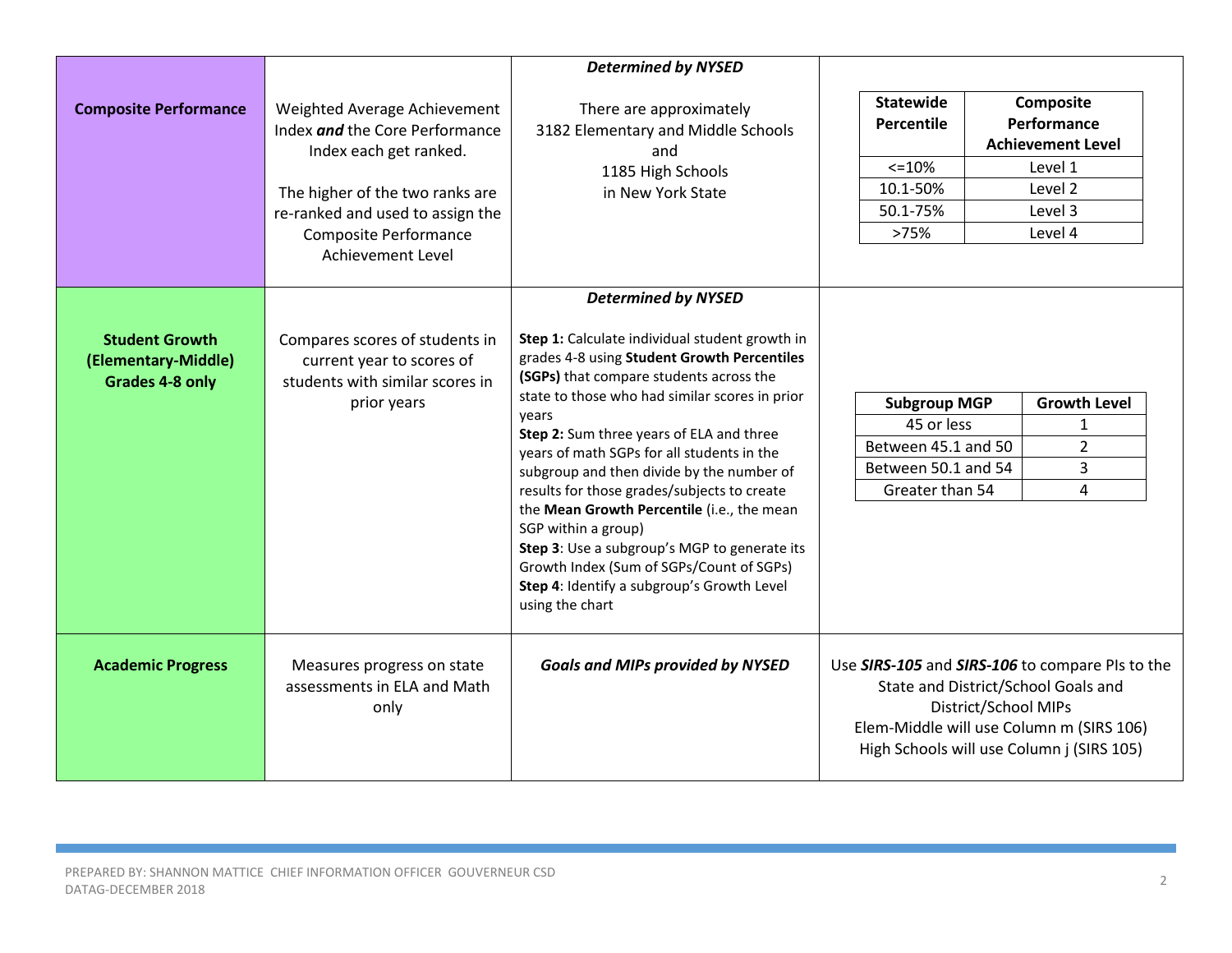| | | | |
|---|---|---|---|
| **Composite Performance** | Weighted Average Achievement Index ***and*** the Core Performance Index each get ranked.<br><br>The higher of the two ranks are re-ranked and used to assign the Composite Performance Achievement Level | ***Determined by NYSED***<br><br>There are approximately 3182 Elementary and Middle Schools and 1185 High Schools in New York State | **Statewide Percentile** / **Composite Performance Achievement Level**:<br>&lt;=10% — Level 1<br>10.1-50% — Level 2<br>50.1-75% — Level 3<br>&gt;75% — Level 4 |
| **Student Growth (Elementary-Middle) Grades 4-8 only** | Compares scores of students in current year to scores of students with similar scores in prior years | ***Determined by NYSED***<br><br>**Step 1:** Calculate individual student growth in grades 4-8 using **Student Growth Percentiles (SGPs)** that compare students across the state to those who had similar scores in prior years<br>**Step 2:** Sum three years of ELA and three years of math SGPs for all students in the subgroup and then divide by the number of results for those grades/subjects to create the **Mean Growth Percentile** (i.e., the mean SGP within a group)<br>**Step 3**: Use a subgroup's MGP to generate its Growth Index (Sum of SGPs/Count of SGPs)<br>**Step 4**: Identify a subgroup's Growth Level using the chart | **Subgroup MGP** / **Growth Level**:<br>45 or less — 1<br>Between 45.1 and 50 — 2<br>Between 50.1 and 54 — 3<br>Greater than 54 — 4 |
| **Academic Progress** | Measures progress on state assessments in ELA and Math only | ***Goals and MIPs provided by NYSED*** | Use ***SIRS-105*** and ***SIRS-106*** to compare PIs to the State and District/School Goals and District/School MIPs<br>Elem-Middle will use Column m (SIRS 106)<br>High Schools will use Column j (SIRS 105) |

PREPARED BY: SHANNON MATTICE CHIEF INFORMATION OFFICER GOUVERNEUR CSD
DATAG-DECEMBER 2018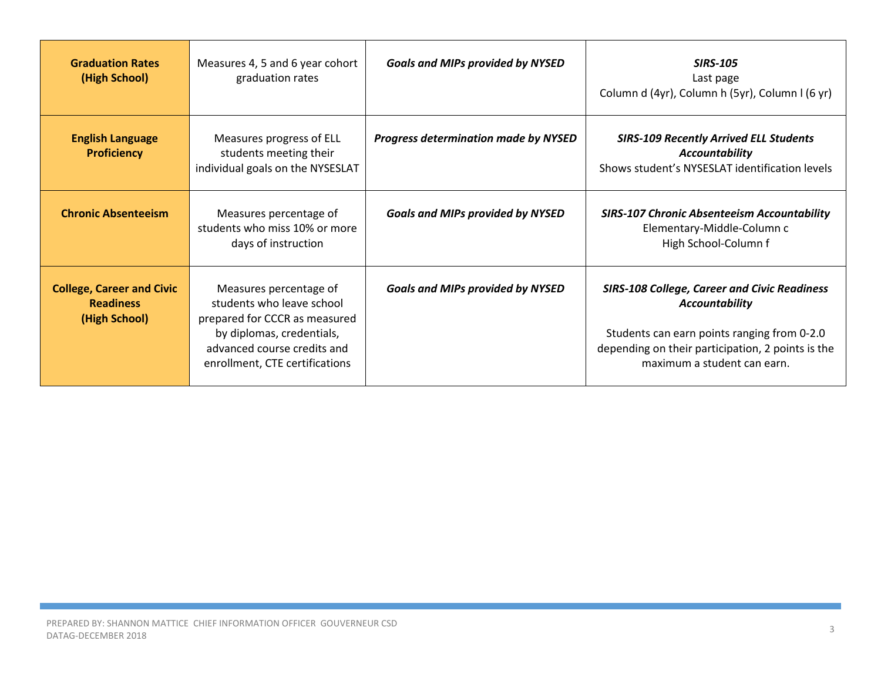| | | | |
|---|---|---|---|
| **Graduation Rates (High School)** | Measures 4, 5 and 6 year cohort graduation rates | ***Goals and MIPs provided by NYSED*** | ***SIRS-105*** <br> Last page <br> Column d (4yr), Column h (5yr), Column l (6 yr) |
| **English Language Proficiency** | Measures progress of ELL students meeting their individual goals on the NYSESLAT | ***Progress determination made by NYSED*** | ***SIRS-109 Recently Arrived ELL Students Accountability*** <br> Shows student's NYSESLAT identification levels |
| **Chronic Absenteeism** | Measures percentage of students who miss 10% or more days of instruction | ***Goals and MIPs provided by NYSED*** | ***SIRS-107 Chronic Absenteeism Accountability*** <br> Elementary-Middle-Column c <br> High School-Column f |
| **College, Career and Civic Readiness (High School)** | Measures percentage of students who leave school prepared for CCCR as measured by diplomas, credentials, advanced course credits and enrollment, CTE certifications | ***Goals and MIPs provided by NYSED*** | ***SIRS-108 College, Career and Civic Readiness Accountability*** <br><br> Students can earn points ranging from 0-2.0 depending on their participation, 2 points is the maximum a student can earn. |